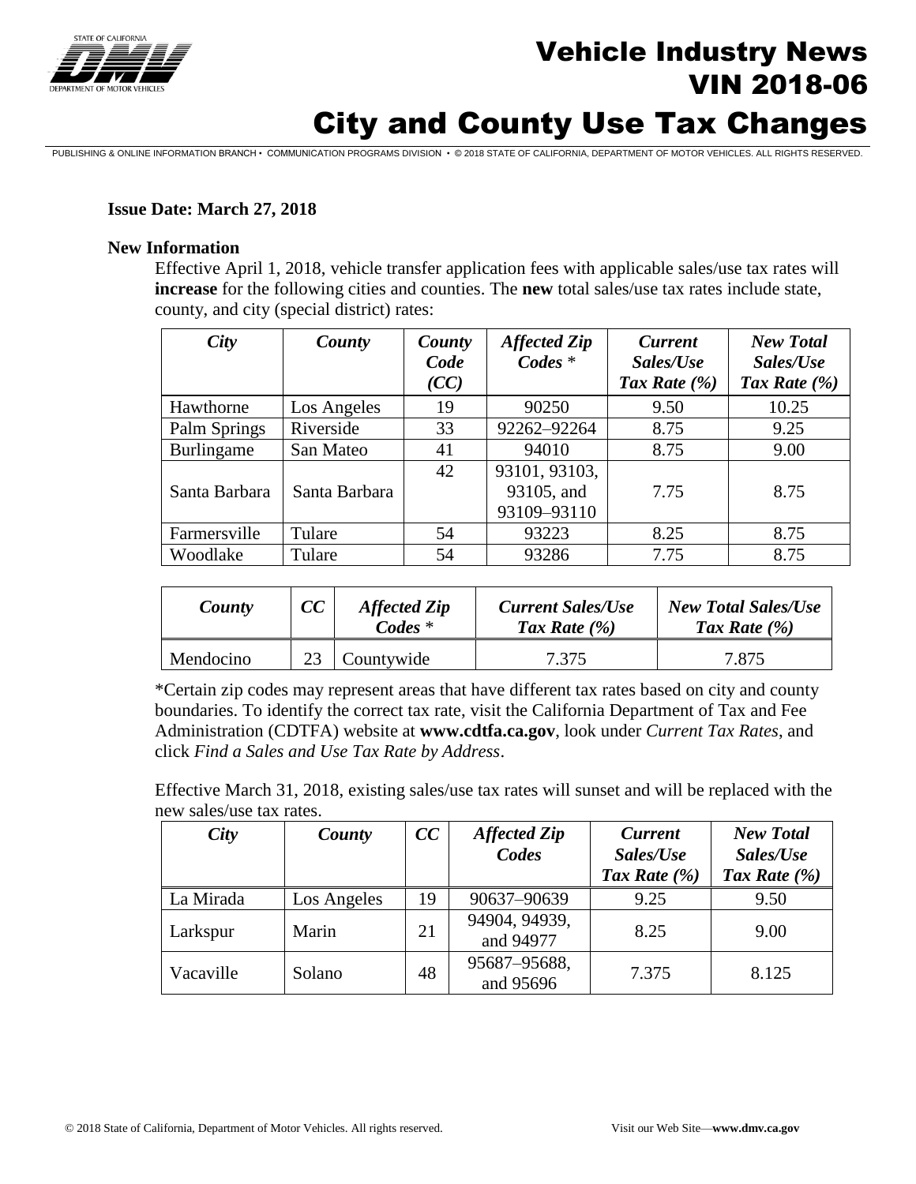# Vehicle Industry News
## VIN 2018-06
# City and County Use Tax Changes

PUBLISHING & ONLINE INFORMATION BRANCH • COMMUNICATION PROGRAMS DIVISION • © 2018 STATE OF CALIFORNIA, DEPARTMENT OF MOTOR VEHICLES. ALL RIGHTS RESERVED.

**Issue Date: March 27, 2018**

**New Information**

Effective April 1, 2018, vehicle transfer application fees with applicable sales/use tax rates will **increase** for the following cities and counties. The **new** total sales/use tax rates include state, county, and city (special district) rates:

| *City* | *County* | *County Code (CC)* | *Affected Zip Codes* * | *Current Sales/Use Tax Rate (%)* | *New Total Sales/Use Tax Rate (%)* |
|---|---|---|---|---|---|
| Hawthorne | Los Angeles | 19 | 90250 | 9.50 | 10.25 |
| Palm Springs | Riverside | 33 | 92262–92264 | 8.75 | 9.25 |
| Burlingame | San Mateo | 41 | 94010 | 8.75 | 9.00 |
| Santa Barbara | Santa Barbara | 42 | 93101, 93103, 93105, and 93109–93110 | 7.75 | 8.75 |
| Farmersville | Tulare | 54 | 93223 | 8.25 | 8.75 |
| Woodlake | Tulare | 54 | 93286 | 7.75 | 8.75 |

| *County* | *CC* | *Affected Zip Codes* * | *Current Sales/Use Tax Rate (%)* | *New Total Sales/Use Tax Rate (%)* |
|---|---|---|---|---|
| Mendocino | 23 | Countywide | 7.375 | 7.875 |

*Certain zip codes may represent areas that have different tax rates based on city and county boundaries. To identify the correct tax rate, visit the California Department of Tax and Fee Administration (CDTFA) website at **www.cdtfa.ca.gov**, look under *Current Tax Rates*, and click *Find a Sales and Use Tax Rate by Address*.

Effective March 31, 2018, existing sales/use tax rates will sunset and will be replaced with the new sales/use tax rates.

| *City* | *County* | *CC* | *Affected Zip Codes* | *Current Sales/Use Tax Rate (%)* | *New Total Sales/Use Tax Rate (%)* |
|---|---|---|---|---|---|
| La Mirada | Los Angeles | 19 | 90637–90639 | 9.25 | 9.50 |
| Larkspur | Marin | 21 | 94904, 94939, and 94977 | 8.25 | 9.00 |
| Vacaville | Solano | 48 | 95687–95688, and 95696 | 7.375 | 8.125 |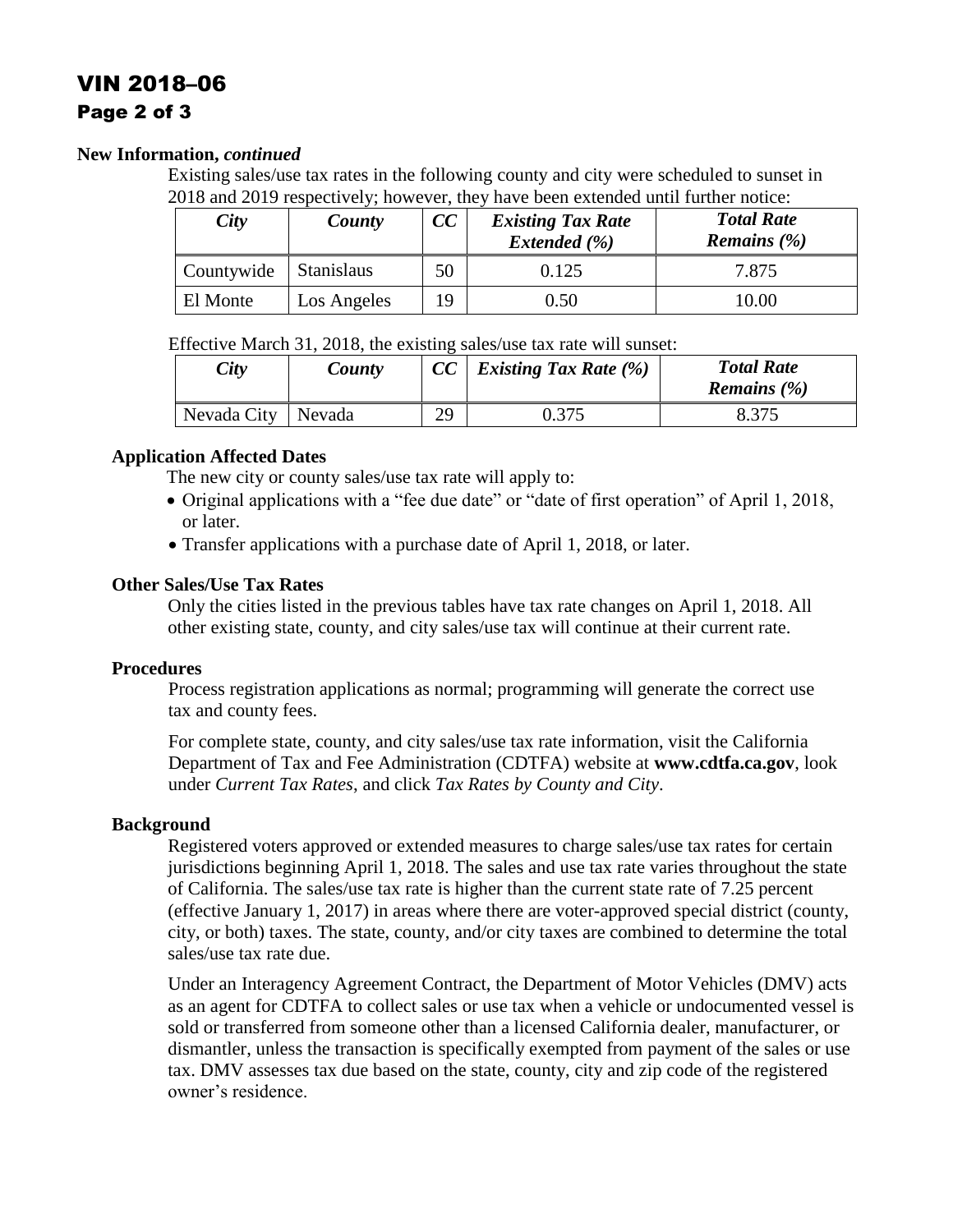**New Information,** ***continued***

Existing sales/use tax rates in the following county and city were scheduled to sunset in 2018 and 2019 respectively; however, they have been extended until further notice:

| *City* | *County* | *CC* | *Existing Tax Rate Extended (%)* | *Total Rate Remains (%)* |
|---|---|---|---|---|
| Countywide | Stanislaus | 50 | 0.125 | 7.875 |
| El Monte | Los Angeles | 19 | 0.50 | 10.00 |

Effective March 31, 2018, the existing sales/use tax rate will sunset:

| *City* | *County* | *CC* | *Existing Tax Rate (%)* | *Total Rate Remains (%)* |
|---|---|---|---|---|
| Nevada City | Nevada | 29 | 0.375 | 8.375 |

### Application Affected Dates

The new city or county sales/use tax rate will apply to:

- Original applications with a "fee due date" or "date of first operation" of April 1, 2018, or later.
- Transfer applications with a purchase date of April 1, 2018, or later.

### Other Sales/Use Tax Rates

Only the cities listed in the previous tables have tax rate changes on April 1, 2018. All other existing state, county, and city sales/use tax will continue at their current rate.

### Procedures

Process registration applications as normal; programming will generate the correct use tax and county fees.

For complete state, county, and city sales/use tax rate information, visit the California Department of Tax and Fee Administration (CDTFA) website at **www.cdtfa.ca.gov**, look under *Current Tax Rates*, and click *Tax Rates by County and City*.

### Background

Registered voters approved or extended measures to charge sales/use tax rates for certain jurisdictions beginning April 1, 2018. The sales and use tax rate varies throughout the state of California. The sales/use tax rate is higher than the current state rate of 7.25 percent (effective January 1, 2017) in areas where there are voter-approved special district (county, city, or both) taxes. The state, county, and/or city taxes are combined to determine the total sales/use tax rate due.

Under an Interagency Agreement Contract, the Department of Motor Vehicles (DMV) acts as an agent for CDTFA to collect sales or use tax when a vehicle or undocumented vessel is sold or transferred from someone other than a licensed California dealer, manufacturer, or dismantler, unless the transaction is specifically exempted from payment of the sales or use tax. DMV assesses tax due based on the state, county, city and zip code of the registered owner's residence.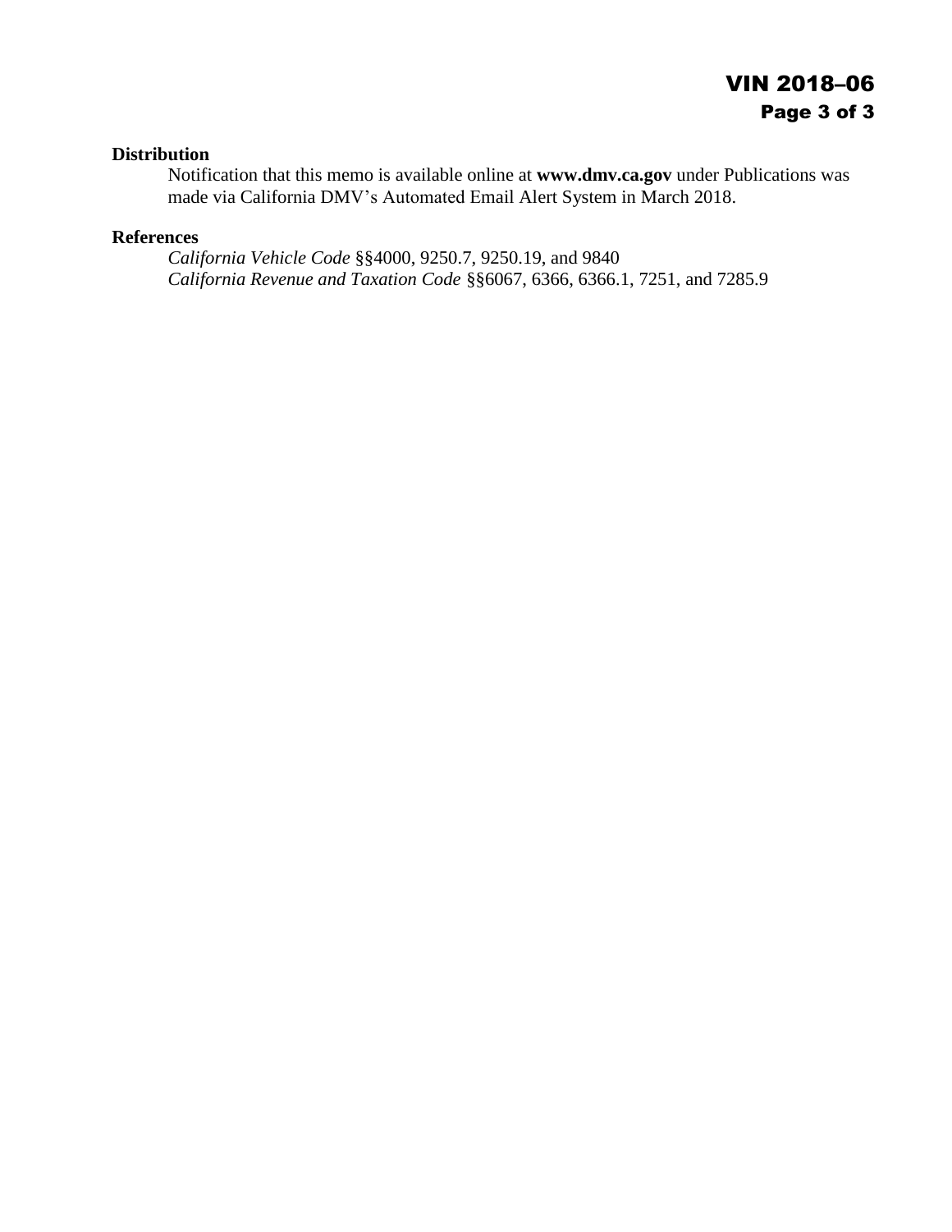**Distribution**

Notification that this memo is available online at **www.dmv.ca.gov** under Publications was made via California DMV's Automated Email Alert System in March 2018.

**References**

*California Vehicle Code* §§4000, 9250.7, 9250.19, and 9840
*California Revenue and Taxation Code* §§6067, 6366, 6366.1, 7251, and 7285.9